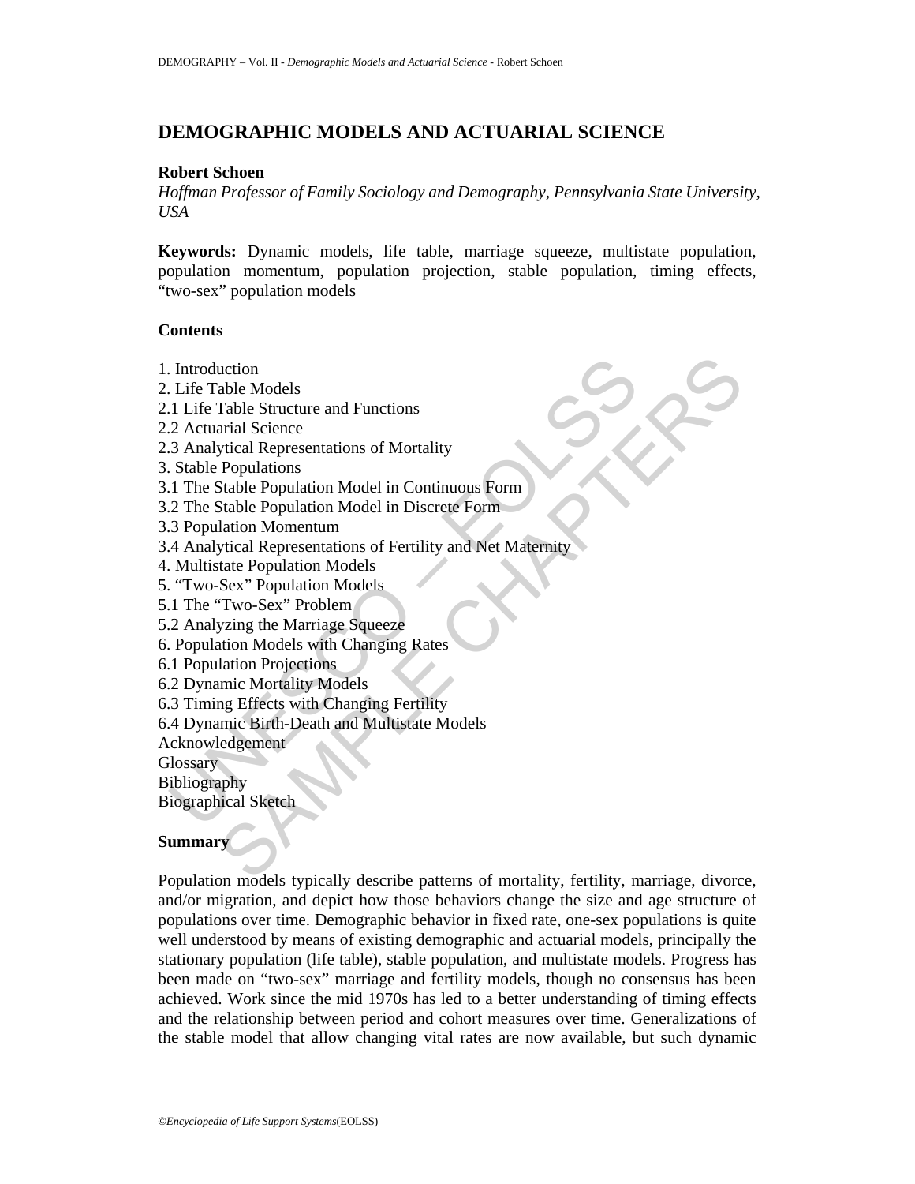# DEMOGRAPHIC MODELS AND ACTUARIAL SCIENCE

**Robert Schoen**

*Hoffman Professor of Family Sociology and Demography, Pennsylvania State University, USA*

**Keywords:** Dynamic models, life table, marriage squeeze, multistate population, population momentum, population projection, stable population, timing effects, "two-sex" population models

**Contents**

1. Introduction
2. Life Table Models
2.1 Life Table Structure and Functions
2.2 Actuarial Science
2.3 Analytical Representations of Mortality
3. Stable Populations
3.1 The Stable Population Model in Continuous Form
3.2 The Stable Population Model in Discrete Form
3.3 Population Momentum
3.4 Analytical Representations of Fertility and Net Maternity
4. Multistate Population Models
5. "Two-Sex" Population Models
5.1 The "Two-Sex" Problem
5.2 Analyzing the Marriage Squeeze
6. Population Models with Changing Rates
6.1 Population Projections
6.2 Dynamic Mortality Models
6.3 Timing Effects with Changing Fertility
6.4 Dynamic Birth-Death and Multistate Models

Acknowledgement
Glossary
Bibliography
Biographical Sketch

**Summary**

Population models typically describe patterns of mortality, fertility, marriage, divorce, and/or migration, and depict how those behaviors change the size and age structure of populations over time. Demographic behavior in fixed rate, one-sex populations is quite well understood by means of existing demographic and actuarial models, principally the stationary population (life table), stable population, and multistate models. Progress has been made on "two-sex" marriage and fertility models, though no consensus has been achieved. Work since the mid 1970s has led to a better understanding of timing effects and the relationship between period and cohort measures over time. Generalizations of the stable model that allow changing vital rates are now available, but such dynamic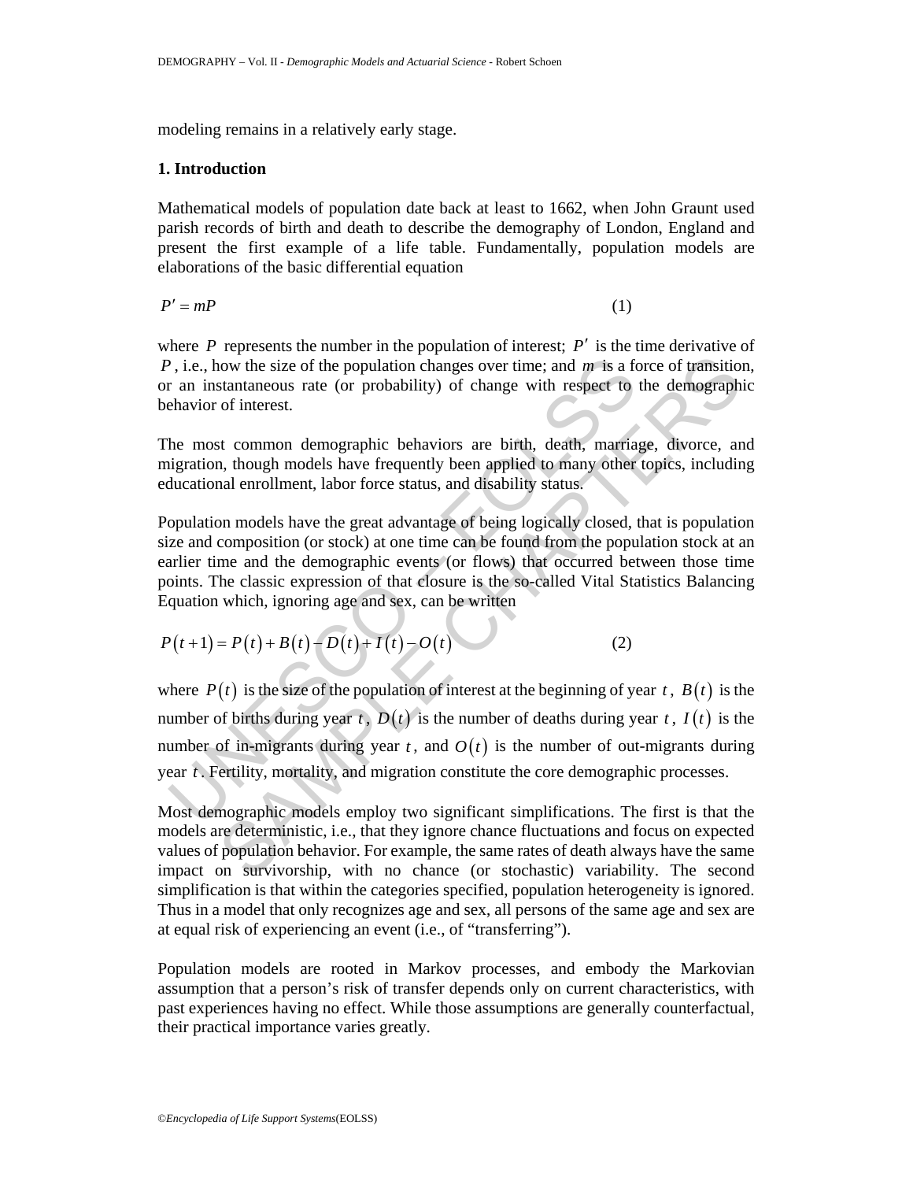modeling remains in a relatively early stage.

## 1. Introduction

Mathematical models of population date back at least to 1662, when John Graunt used parish records of birth and death to describe the demography of London, England and present the first example of a life table. Fundamentally, population models are elaborations of the basic differential equation

$$P' = mP \tag{1}$$

where $P$ represents the number in the population of interest; $P'$ is the time derivative of $P$, i.e., how the size of the population changes over time; and $m$ is a force of transition, or an instantaneous rate (or probability) of change with respect to the demographic behavior of interest.

The most common demographic behaviors are birth, death, marriage, divorce, and migration, though models have frequently been applied to many other topics, including educational enrollment, labor force status, and disability status.

Population models have the great advantage of being logically closed, that is population size and composition (or stock) at one time can be found from the population stock at an earlier time and the demographic events (or flows) that occurred between those time points. The classic expression of that closure is the so-called Vital Statistics Balancing Equation which, ignoring age and sex, can be written

$$P(t+1) = P(t) + B(t) - D(t) + I(t) - O(t) \tag{2}$$

where $P(t)$ is the size of the population of interest at the beginning of year $t$, $B(t)$ is the number of births during year $t$, $D(t)$ is the number of deaths during year $t$, $I(t)$ is the number of in-migrants during year $t$, and $O(t)$ is the number of out-migrants during year $t$. Fertility, mortality, and migration constitute the core demographic processes.

Most demographic models employ two significant simplifications. The first is that the models are deterministic, i.e., that they ignore chance fluctuations and focus on expected values of population behavior. For example, the same rates of death always have the same impact on survivorship, with no chance (or stochastic) variability. The second simplification is that within the categories specified, population heterogeneity is ignored. Thus in a model that only recognizes age and sex, all persons of the same age and sex are at equal risk of experiencing an event (i.e., of "transferring").

Population models are rooted in Markov processes, and embody the Markovian assumption that a person's risk of transfer depends only on current characteristics, with past experiences having no effect. While those assumptions are generally counterfactual, their practical importance varies greatly.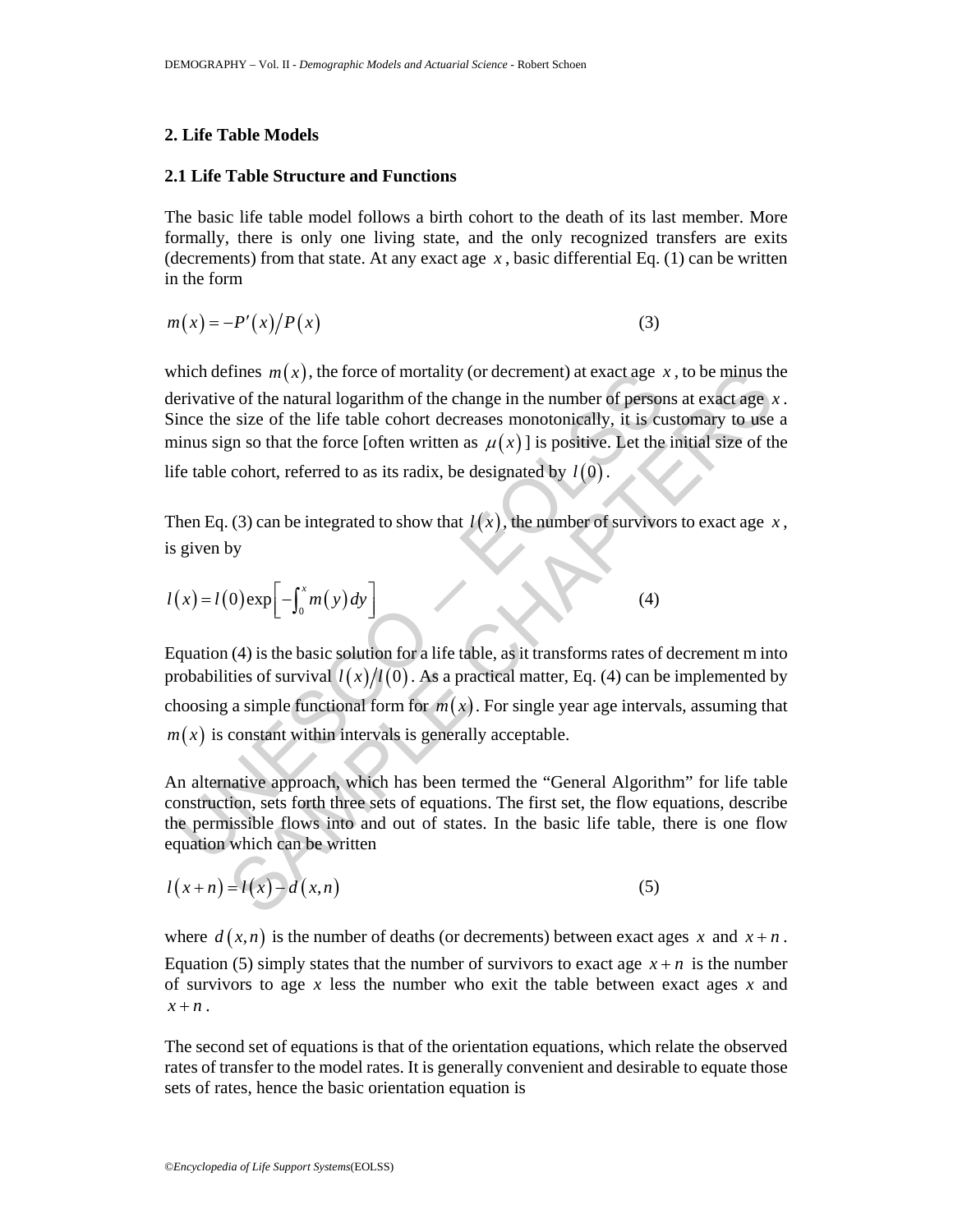## 2. Life Table Models

### 2.1 Life Table Structure and Functions

The basic life table model follows a birth cohort to the death of its last member. More formally, there is only one living state, and the only recognized transfers are exits (decrements) from that state. At any exact age $x$, basic differential Eq. (1) can be written in the form

$$m(x) = -P'(x)/P(x) \tag{3}$$

which defines $m(x)$, the force of mortality (or decrement) at exact age $x$, to be minus the derivative of the natural logarithm of the change in the number of persons at exact age $x$. Since the size of the life table cohort decreases monotonically, it is customary to use a minus sign so that the force [often written as $\mu(x)$] is positive. Let the initial size of the life table cohort, referred to as its radix, be designated by $l(0)$.

Then Eq. (3) can be integrated to show that $l(x)$, the number of survivors to exact age $x$, is given by

$$l(x) = l(0)\exp\left[-\int_0^x m(y)\,dy\right] \tag{4}$$

Equation (4) is the basic solution for a life table, as it transforms rates of decrement m into probabilities of survival $l(x)/l(0)$. As a practical matter, Eq. (4) can be implemented by choosing a simple functional form for $m(x)$. For single year age intervals, assuming that $m(x)$ is constant within intervals is generally acceptable.

An alternative approach, which has been termed the "General Algorithm" for life table construction, sets forth three sets of equations. The first set, the flow equations, describe the permissible flows into and out of states. In the basic life table, there is one flow equation which can be written

$$l(x+n) = l(x) - d(x,n) \tag{5}$$

where $d(x,n)$ is the number of deaths (or decrements) between exact ages $x$ and $x+n$. Equation (5) simply states that the number of survivors to exact age $x+n$ is the number of survivors to age $x$ less the number who exit the table between exact ages $x$ and $x+n$.

The second set of equations is that of the orientation equations, which relate the observed rates of transfer to the model rates. It is generally convenient and desirable to equate those sets of rates, hence the basic orientation equation is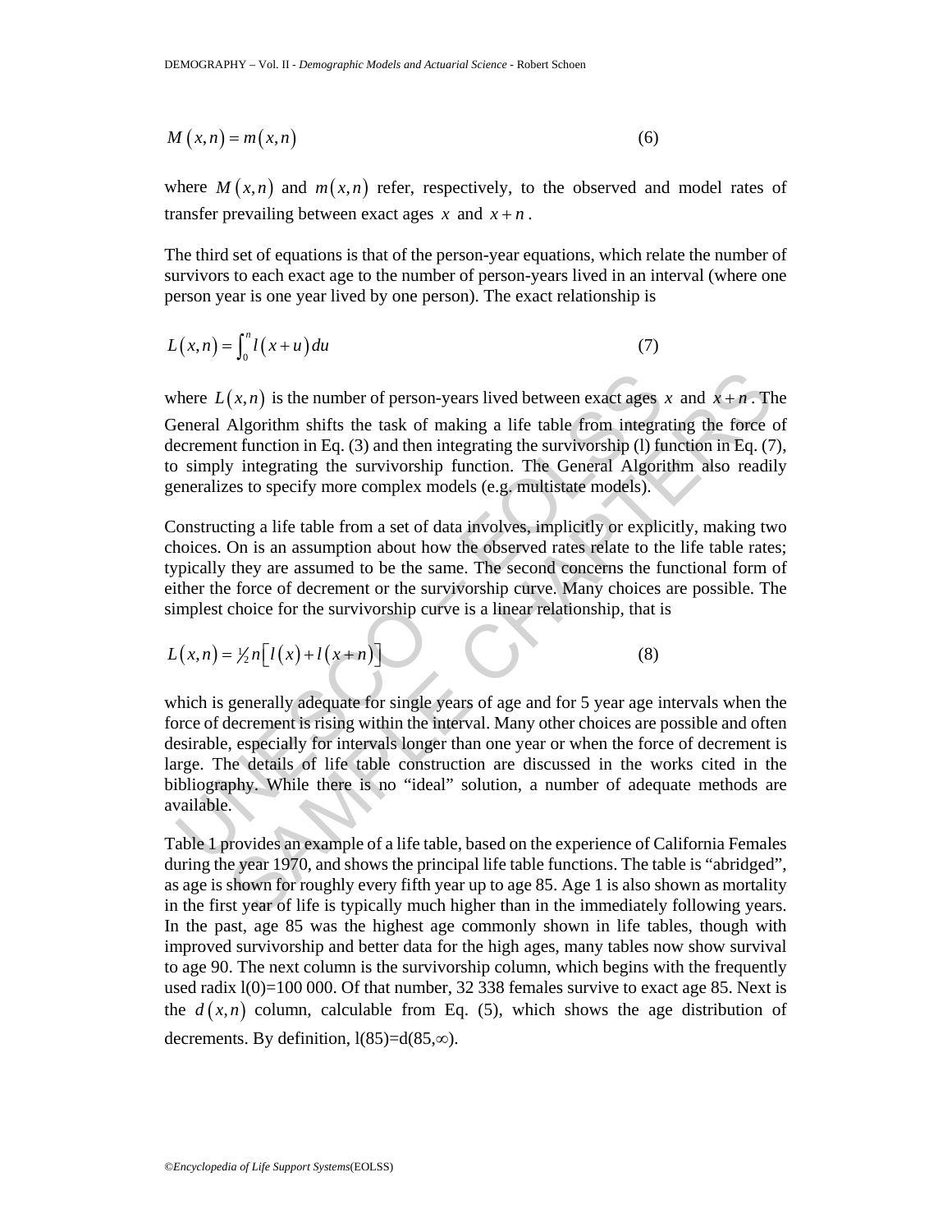$$M(x,n) = m(x,n) \tag{6}$$

where $M(x,n)$ and $m(x,n)$ refer, respectively, to the observed and model rates of transfer prevailing between exact ages $x$ and $x+n$.

The third set of equations is that of the person-year equations, which relate the number of survivors to each exact age to the number of person-years lived in an interval (where one person year is one year lived by one person). The exact relationship is

$$L(x,n) = \int_0^n l(x+u)\,du \tag{7}$$

where $L(x,n)$ is the number of person-years lived between exact ages $x$ and $x+n$. The General Algorithm shifts the task of making a life table from integrating the force of decrement function in Eq. (3) and then integrating the survivorship (l) function in Eq. (7), to simply integrating the survivorship function. The General Algorithm also readily generalizes to specify more complex models (e.g. multistate models).

Constructing a life table from a set of data involves, implicitly or explicitly, making two choices. On is an assumption about how the observed rates relate to the life table rates; typically they are assumed to be the same. The second concerns the functional form of either the force of decrement or the survivorship curve. Many choices are possible. The simplest choice for the survivorship curve is a linear relationship, that is

$$L(x,n) = \tfrac{1}{2}n\left[l(x) + l(x+n)\right] \tag{8}$$

which is generally adequate for single years of age and for 5 year age intervals when the force of decrement is rising within the interval. Many other choices are possible and often desirable, especially for intervals longer than one year or when the force of decrement is large. The details of life table construction are discussed in the works cited in the bibliography. While there is no "ideal" solution, a number of adequate methods are available.

Table 1 provides an example of a life table, based on the experience of California Females during the year 1970, and shows the principal life table functions. The table is "abridged", as age is shown for roughly every fifth year up to age 85. Age 1 is also shown as mortality in the first year of life is typically much higher than in the immediately following years. In the past, age 85 was the highest age commonly shown in life tables, though with improved survivorship and better data for the high ages, many tables now show survival to age 90. The next column is the survivorship column, which begins with the frequently used radix l(0)=100 000. Of that number, 32 338 females survive to exact age 85. Next is the $d(x,n)$ column, calculable from Eq. (5), which shows the age distribution of decrements. By definition, $l(85)=d(85,\infty)$.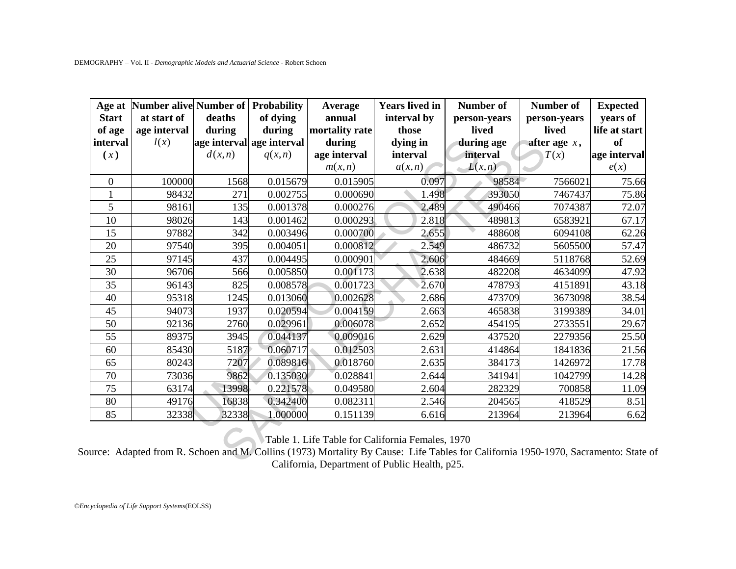| Age at Start of age interval ($x$) | Number alive at start of age interval $l(x)$ | Number of deaths during age interval $d(x,n)$ | Probability of dying during age interval $q(x,n)$ | Average annual mortality rate during age interval $m(x,n)$ | Years lived in interval by those dying in interval $a(x,n)$ | Number of person-years lived during age interval $L(x,n)$ | Number of person-years lived after age $x$, $T(x)$ | Expected years of life at start of age interval $e(x)$ |
|---|---|---|---|---|---|---|---|---|
| 0 | 100000 | 1568 | 0.015679 | 0.015905 | 0.097 | 98584 | 7566021 | 75.66 |
| 1 | 98432 | 271 | 0.002755 | 0.000690 | 1.498 | 393050 | 7467437 | 75.86 |
| 5 | 98161 | 135 | 0.001378 | 0.000276 | 2.489 | 490466 | 7074387 | 72.07 |
| 10 | 98026 | 143 | 0.001462 | 0.000293 | 2.818 | 489813 | 6583921 | 67.17 |
| 15 | 97882 | 342 | 0.003496 | 0.000700 | 2.655 | 488608 | 6094108 | 62.26 |
| 20 | 97540 | 395 | 0.004051 | 0.000812 | 2.549 | 486732 | 5605500 | 57.47 |
| 25 | 97145 | 437 | 0.004495 | 0.000901 | 2.606 | 484669 | 5118768 | 52.69 |
| 30 | 96706 | 566 | 0.005850 | 0.001173 | 2.638 | 482208 | 4634099 | 47.92 |
| 35 | 96143 | 825 | 0.008578 | 0.001723 | 2.670 | 478793 | 4151891 | 43.18 |
| 40 | 95318 | 1245 | 0.013060 | 0.002628 | 2.686 | 473709 | 3673098 | 38.54 |
| 45 | 94073 | 1937 | 0.020594 | 0.004159 | 2.663 | 465838 | 3199389 | 34.01 |
| 50 | 92136 | 2760 | 0.029961 | 0.006078 | 2.652 | 454195 | 2733551 | 29.67 |
| 55 | 89375 | 3945 | 0.044137 | 0.009016 | 2.629 | 437520 | 2279356 | 25.50 |
| 60 | 85430 | 5187 | 0.060717 | 0.012503 | 2.631 | 414864 | 1841836 | 21.56 |
| 65 | 80243 | 7207 | 0.089816 | 0.018760 | 2.635 | 384173 | 1426972 | 17.78 |
| 70 | 73036 | 9862 | 0.135030 | 0.028841 | 2.644 | 341941 | 1042799 | 14.28 |
| 75 | 63174 | 13998 | 0.221578 | 0.049580 | 2.604 | 282329 | 700858 | 11.09 |
| 80 | 49176 | 16838 | 0.342400 | 0.082311 | 2.546 | 204565 | 418529 | 8.51 |
| 85 | 32338 | 32338 | 1.000000 | 0.151139 | 6.616 | 213964 | 213964 | 6.62 |

Table 1. Life Table for California Females, 1970

Source: Adapted from R. Schoen and M. Collins (1973) Mortality By Cause: Life Tables for California 1950-1970, Sacramento: State of California, Department of Public Health, p25.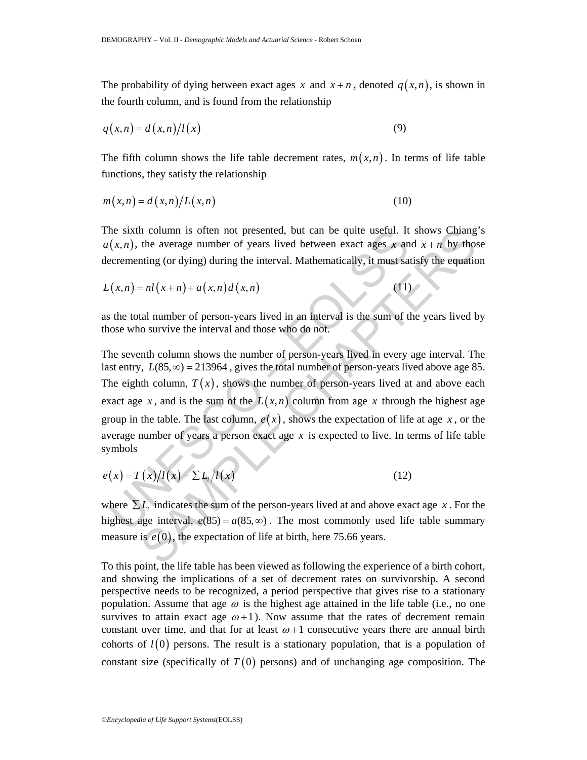The probability of dying between exact ages $x$ and $x+n$, denoted $q(x,n)$, is shown in the fourth column, and is found from the relationship

$$q(x,n) = d(x,n)/l(x) \tag{9}$$

The fifth column shows the life table decrement rates, $m(x,n)$. In terms of life table functions, they satisfy the relationship

$$m(x,n) = d(x,n)/L(x,n) \tag{10}$$

The sixth column is often not presented, but can be quite useful. It shows Chiang's $a(x,n)$, the average number of years lived between exact ages $x$ and $x+n$ by those decrementing (or dying) during the interval. Mathematically, it must satisfy the equation

$$L(x,n) = nl(x+n) + a(x,n)d(x,n) \tag{11}$$

as the total number of person-years lived in an interval is the sum of the years lived by those who survive the interval and those who do not.

The seventh column shows the number of person-years lived in every age interval. The last entry, $L(85,\infty) = 213964$, gives the total number of person-years lived above age 85. The eighth column, $T(x)$, shows the number of person-years lived at and above each exact age $x$, and is the sum of the $L(x,n)$ column from age $x$ through the highest age group in the table. The last column, $e(x)$, shows the expectation of life at age $x$, or the average number of years a person exact age $x$ is expected to live. In terms of life table symbols

$$e(x) = T(x)/l(x) = \sum L_i/l(x) \tag{12}$$

where $\sum L_i$ indicates the sum of the person-years lived at and above exact age $x$. For the highest age interval, $e(85) = a(85,\infty)$. The most commonly used life table summary measure is $e(0)$, the expectation of life at birth, here 75.66 years.

To this point, the life table has been viewed as following the experience of a birth cohort, and showing the implications of a set of decrement rates on survivorship. A second perspective needs to be recognized, a period perspective that gives rise to a stationary population. Assume that age $\omega$ is the highest age attained in the life table (i.e., no one survives to attain exact age $\omega+1$). Now assume that the rates of decrement remain constant over time, and that for at least $\omega+1$ consecutive years there are annual birth cohorts of $l(0)$ persons. The result is a stationary population, that is a population of constant size (specifically of $T(0)$ persons) and of unchanging age composition. The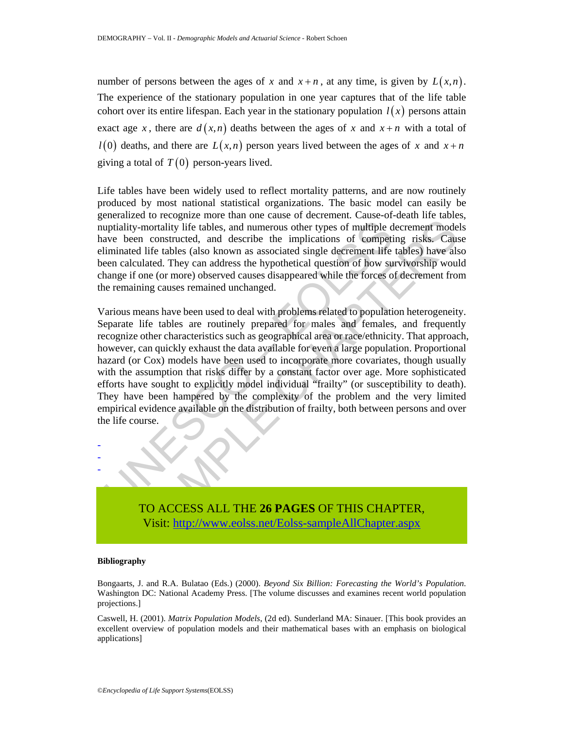number of persons between the ages of $x$ and $x+n$, at any time, is given by $L(x,n)$. The experience of the stationary population in one year captures that of the life table cohort over its entire lifespan. Each year in the stationary population $l(x)$ persons attain exact age $x$, there are $d(x,n)$ deaths between the ages of $x$ and $x+n$ with a total of $l(0)$ deaths, and there are $L(x,n)$ person years lived between the ages of $x$ and $x+n$ giving a total of $T(0)$ person-years lived.

Life tables have been widely used to reflect mortality patterns, and are now routinely produced by most national statistical organizations. The basic model can easily be generalized to recognize more than one cause of decrement. Cause-of-death life tables, nuptiality-mortality life tables, and numerous other types of multiple decrement models have been constructed, and describe the implications of competing risks. Cause eliminated life tables (also known as associated single decrement life tables) have also been calculated. They can address the hypothetical question of how survivorship would change if one (or more) observed causes disappeared while the forces of decrement from the remaining causes remained unchanged.

Various means have been used to deal with problems related to population heterogeneity. Separate life tables are routinely prepared for males and females, and frequently recognize other characteristics such as geographical area or race/ethnicity. That approach, however, can quickly exhaust the data available for even a large population. Proportional hazard (or Cox) models have been used to incorporate more covariates, though usually with the assumption that risks differ by a constant factor over age. More sophisticated efforts have sought to explicitly model individual "frailty" (or susceptibility to death). They have been hampered by the complexity of the problem and the very limited empirical evidence available on the distribution of frailty, both between persons and over the life course.

-
-
-

TO ACCESS ALL THE **26 PAGES** OF THIS CHAPTER,
Visit: http://www.eolss.net/Eolss-sampleAllChapter.aspx

**Bibliography**

Bongaarts, J. and R.A. Bulatao (Eds.) (2000). *Beyond Six Billion: Forecasting the World's Population*. Washington DC: National Academy Press. [The volume discusses and examines recent world population projections.]

Caswell, H. (2001). *Matrix Population Models*, (2d ed). Sunderland MA: Sinauer. [This book provides an excellent overview of population models and their mathematical bases with an emphasis on biological applications]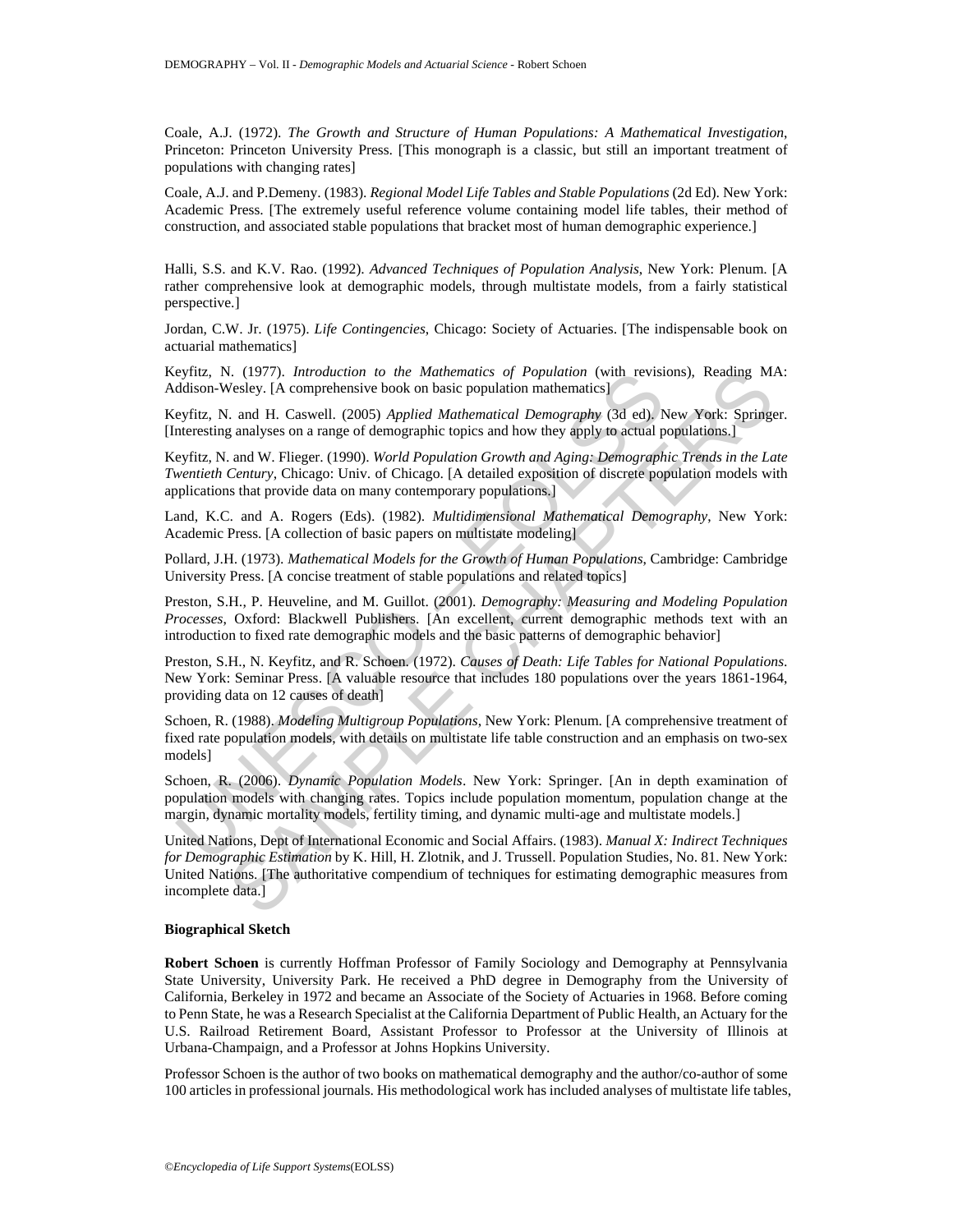Coale, A.J. (1972). *The Growth and Structure of Human Populations: A Mathematical Investigation*, Princeton: Princeton University Press. [This monograph is a classic, but still an important treatment of populations with changing rates]

Coale, A.J. and P.Demeny. (1983). *Regional Model Life Tables and Stable Populations* (2d Ed). New York: Academic Press. [The extremely useful reference volume containing model life tables, their method of construction, and associated stable populations that bracket most of human demographic experience.]

Halli, S.S. and K.V. Rao. (1992). *Advanced Techniques of Population Analysis*, New York: Plenum. [A rather comprehensive look at demographic models, through multistate models, from a fairly statistical perspective.]

Jordan, C.W. Jr. (1975). *Life Contingencies*, Chicago: Society of Actuaries. [The indispensable book on actuarial mathematics]

Keyfitz, N. (1977). *Introduction to the Mathematics of Population* (with revisions), Reading MA: Addison-Wesley. [A comprehensive book on basic population mathematics]

Keyfitz, N. and H. Caswell. (2005) *Applied Mathematical Demography* (3d ed). New York: Springer. [Interesting analyses on a range of demographic topics and how they apply to actual populations.]

Keyfitz, N. and W. Flieger. (1990). *World Population Growth and Aging: Demographic Trends in the Late Twentieth Century*, Chicago: Univ. of Chicago. [A detailed exposition of discrete population models with applications that provide data on many contemporary populations.]

Land, K.C. and A. Rogers (Eds). (1982). *Multidimensional Mathematical Demography*, New York: Academic Press. [A collection of basic papers on multistate modeling]

Pollard, J.H. (1973). *Mathematical Models for the Growth of Human Populations*, Cambridge: Cambridge University Press. [A concise treatment of stable populations and related topics]

Preston, S.H., P. Heuveline, and M. Guillot. (2001). *Demography: Measuring and Modeling Population Processes*, Oxford: Blackwell Publishers. [An excellent, current demographic methods text with an introduction to fixed rate demographic models and the basic patterns of demographic behavior]

Preston, S.H., N. Keyfitz, and R. Schoen. (1972). *Causes of Death: Life Tables for National Populations*. New York: Seminar Press. [A valuable resource that includes 180 populations over the years 1861-1964, providing data on 12 causes of death]

Schoen, R. (1988). *Modeling Multigroup Populations*, New York: Plenum. [A comprehensive treatment of fixed rate population models, with details on multistate life table construction and an emphasis on two-sex models]

Schoen, R. (2006). *Dynamic Population Models*. New York: Springer. [An in depth examination of population models with changing rates. Topics include population momentum, population change at the margin, dynamic mortality models, fertility timing, and dynamic multi-age and multistate models.]

United Nations, Dept of International Economic and Social Affairs. (1983). *Manual X: Indirect Techniques for Demographic Estimation* by K. Hill, H. Zlotnik, and J. Trussell. Population Studies, No. 81. New York: United Nations. [The authoritative compendium of techniques for estimating demographic measures from incomplete data.]

**Biographical Sketch**

**Robert Schoen** is currently Hoffman Professor of Family Sociology and Demography at Pennsylvania State University, University Park. He received a PhD degree in Demography from the University of California, Berkeley in 1972 and became an Associate of the Society of Actuaries in 1968. Before coming to Penn State, he was a Research Specialist at the California Department of Public Health, an Actuary for the U.S. Railroad Retirement Board, Assistant Professor to Professor at the University of Illinois at Urbana-Champaign, and a Professor at Johns Hopkins University.

Professor Schoen is the author of two books on mathematical demography and the author/co-author of some 100 articles in professional journals. His methodological work has included analyses of multistate life tables,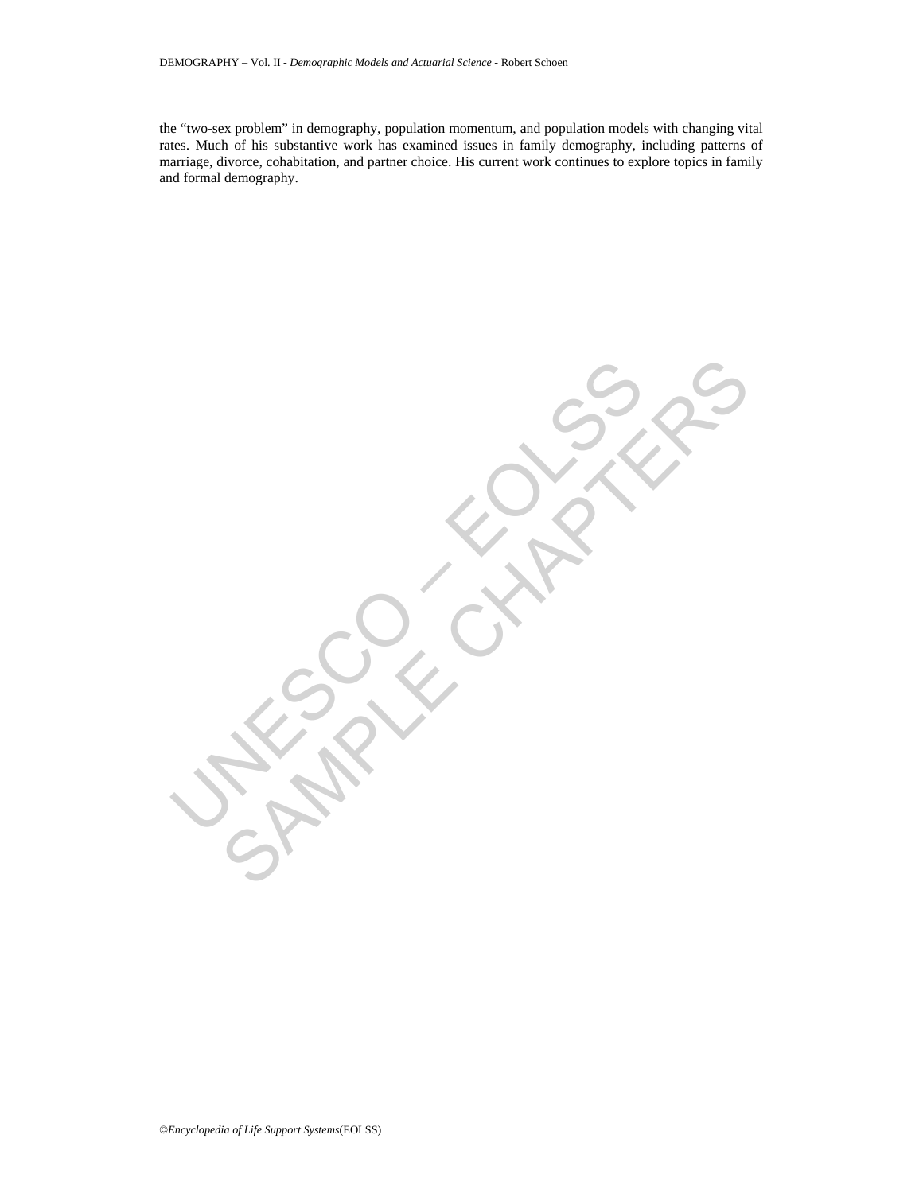the "two-sex problem" in demography, population momentum, and population models with changing vital rates. Much of his substantive work has examined issues in family demography, including patterns of marriage, divorce, cohabitation, and partner choice. His current work continues to explore topics in family and formal demography.